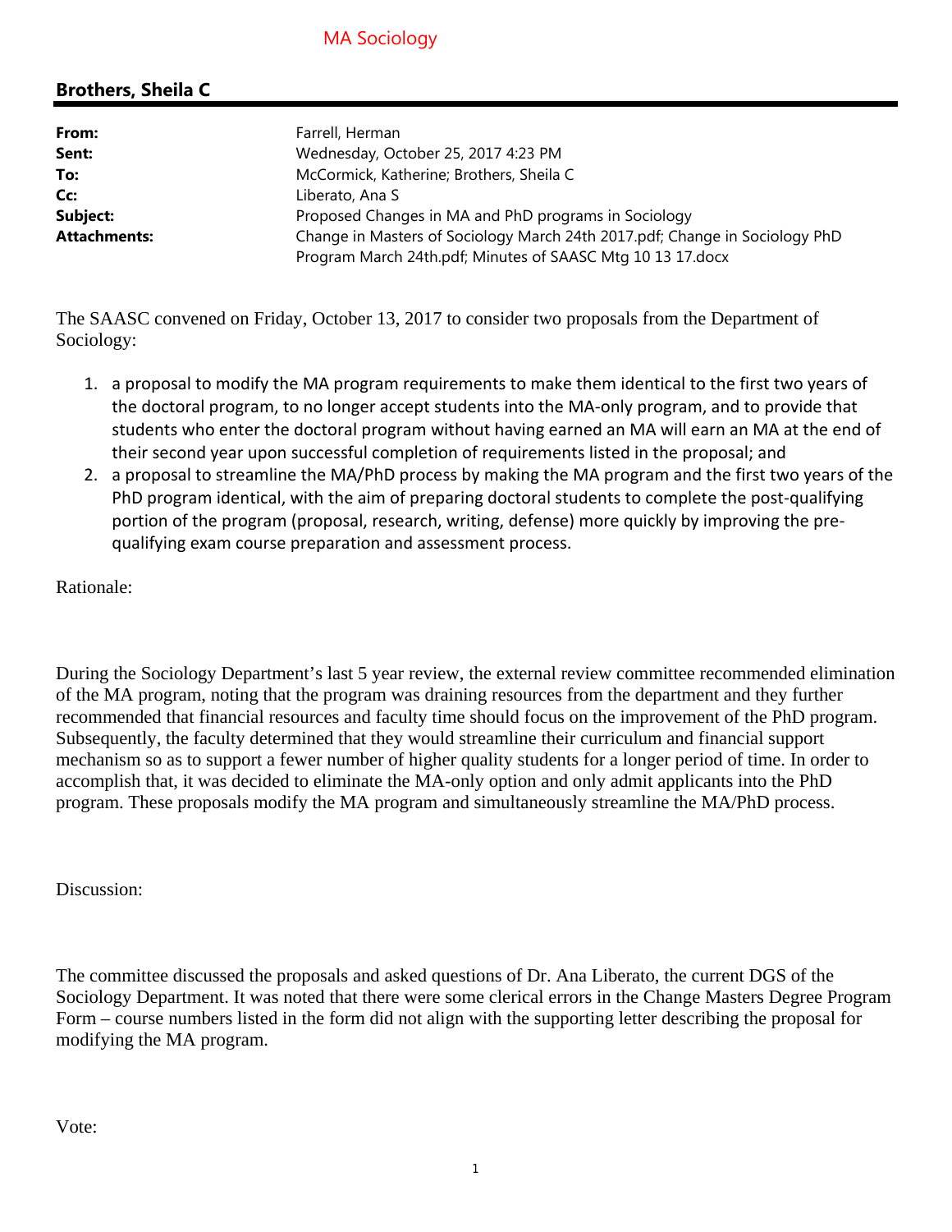MA Sociology

## Brothers, Sheila C

| | |
|---|---|
| **From:** | Farrell, Herman |
| **Sent:** | Wednesday, October 25, 2017 4:23 PM |
| **To:** | McCormick, Katherine; Brothers, Sheila C |
| **Cc:** | Liberato, Ana S |
| **Subject:** | Proposed Changes in MA and PhD programs in Sociology |
| **Attachments:** | Change in Masters of Sociology March 24th 2017.pdf; Change in Sociology PhD Program March 24th.pdf; Minutes of SAASC Mtg 10 13 17.docx |

The SAASC convened on Friday, October 13, 2017 to consider two proposals from the Department of Sociology:

1. a proposal to modify the MA program requirements to make them identical to the first two years of the doctoral program, to no longer accept students into the MA-only program, and to provide that students who enter the doctoral program without having earned an MA will earn an MA at the end of their second year upon successful completion of requirements listed in the proposal; and
2. a proposal to streamline the MA/PhD process by making the MA program and the first two years of the PhD program identical, with the aim of preparing doctoral students to complete the post-qualifying portion of the program (proposal, research, writing, defense) more quickly by improving the pre-qualifying exam course preparation and assessment process.

Rationale:

During the Sociology Department's last 5 year review, the external review committee recommended elimination of the MA program, noting that the program was draining resources from the department and they further recommended that financial resources and faculty time should focus on the improvement of the PhD program. Subsequently, the faculty determined that they would streamline their curriculum and financial support mechanism so as to support a fewer number of higher quality students for a longer period of time. In order to accomplish that, it was decided to eliminate the MA-only option and only admit applicants into the PhD program. These proposals modify the MA program and simultaneously streamline the MA/PhD process.

Discussion:

The committee discussed the proposals and asked questions of Dr. Ana Liberato, the current DGS of the Sociology Department. It was noted that there were some clerical errors in the Change Masters Degree Program Form – course numbers listed in the form did not align with the supporting letter describing the proposal for modifying the MA program.

Vote: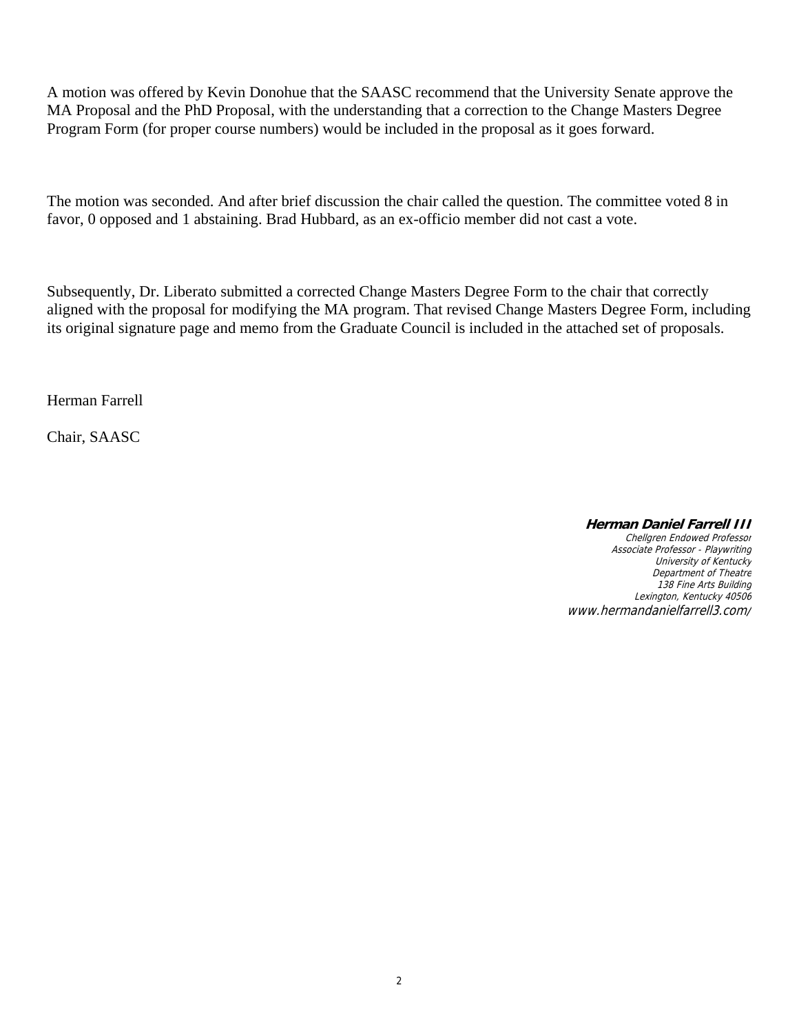A motion was offered by Kevin Donohue that the SAASC recommend that the University Senate approve the MA Proposal and the PhD Proposal, with the understanding that a correction to the Change Masters Degree Program Form (for proper course numbers) would be included in the proposal as it goes forward.

The motion was seconded. And after brief discussion the chair called the question. The committee voted 8 in favor, 0 opposed and 1 abstaining. Brad Hubbard, as an ex-officio member did not cast a vote.

Subsequently, Dr. Liberato submitted a corrected Change Masters Degree Form to the chair that correctly aligned with the proposal for modifying the MA program. That revised Change Masters Degree Form, including its original signature page and memo from the Graduate Council is included in the attached set of proposals.

Herman Farrell

Chair, SAASC

**Herman Daniel Farrell III**
*Chellgren Endowed Professor*
*Associate Professor - Playwriting*
*University of Kentucky*
*Department of Theatre*
*138 Fine Arts Building*
*Lexington, Kentucky 40506*
*www.hermandanielfarrell3.com/*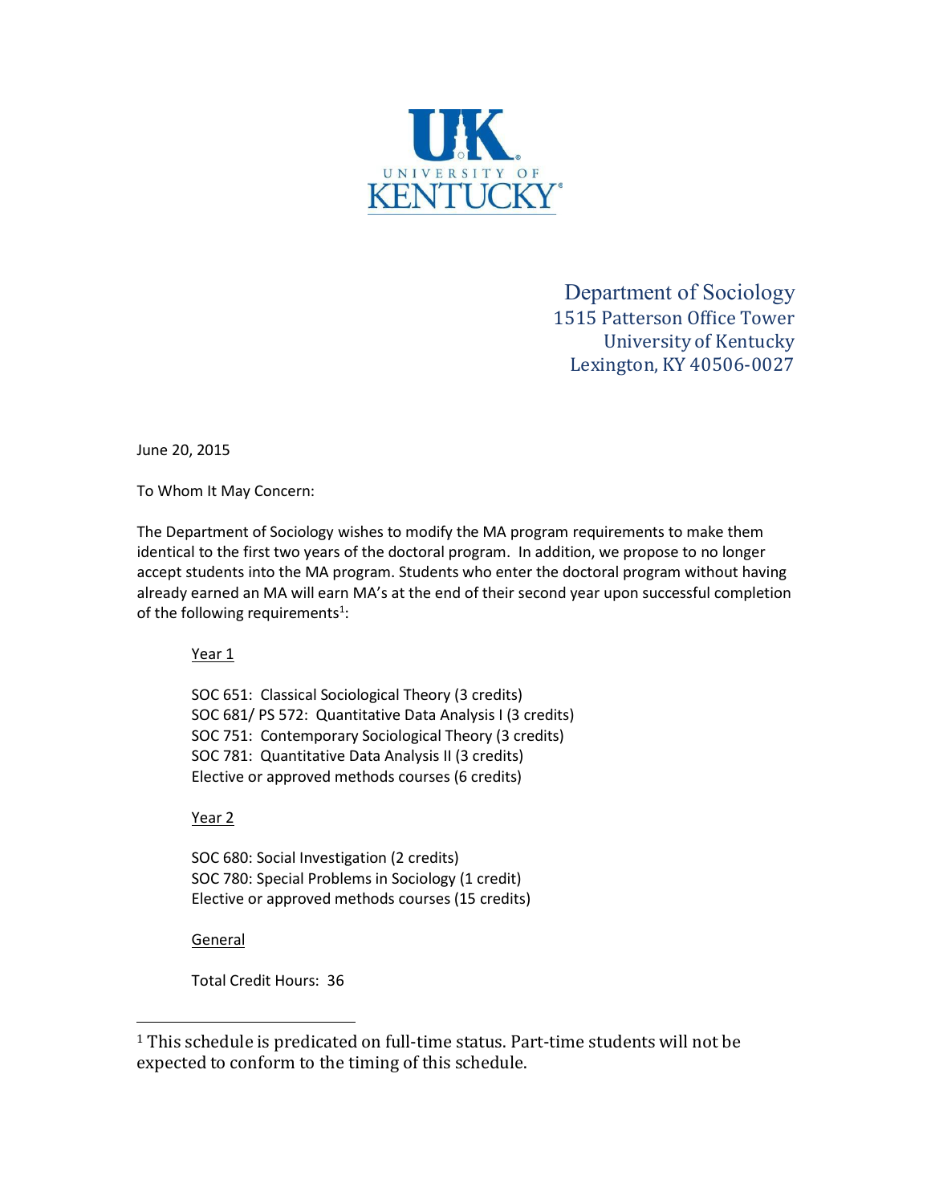UK UNIVERSITY OF KENTUCKY

Department of Sociology
1515 Patterson Office Tower
University of Kentucky
Lexington, KY 40506-0027

June 20, 2015

To Whom It May Concern:

The Department of Sociology wishes to modify the MA program requirements to make them identical to the first two years of the doctoral program. In addition, we propose to no longer accept students into the MA program. Students who enter the doctoral program without having already earned an MA will earn MA's at the end of their second year upon successful completion of the following requirements[1]:

Year 1

SOC 651: Classical Sociological Theory (3 credits)
SOC 681/ PS 572: Quantitative Data Analysis I (3 credits)
SOC 751: Contemporary Sociological Theory (3 credits)
SOC 781: Quantitative Data Analysis II (3 credits)
Elective or approved methods courses (6 credits)

Year 2

SOC 680: Social Investigation (2 credits)
SOC 780: Special Problems in Sociology (1 credit)
Elective or approved methods courses (15 credits)

General

Total Credit Hours: 36

---

[1] This schedule is predicated on full-time status. Part-time students will not be expected to conform to the timing of this schedule.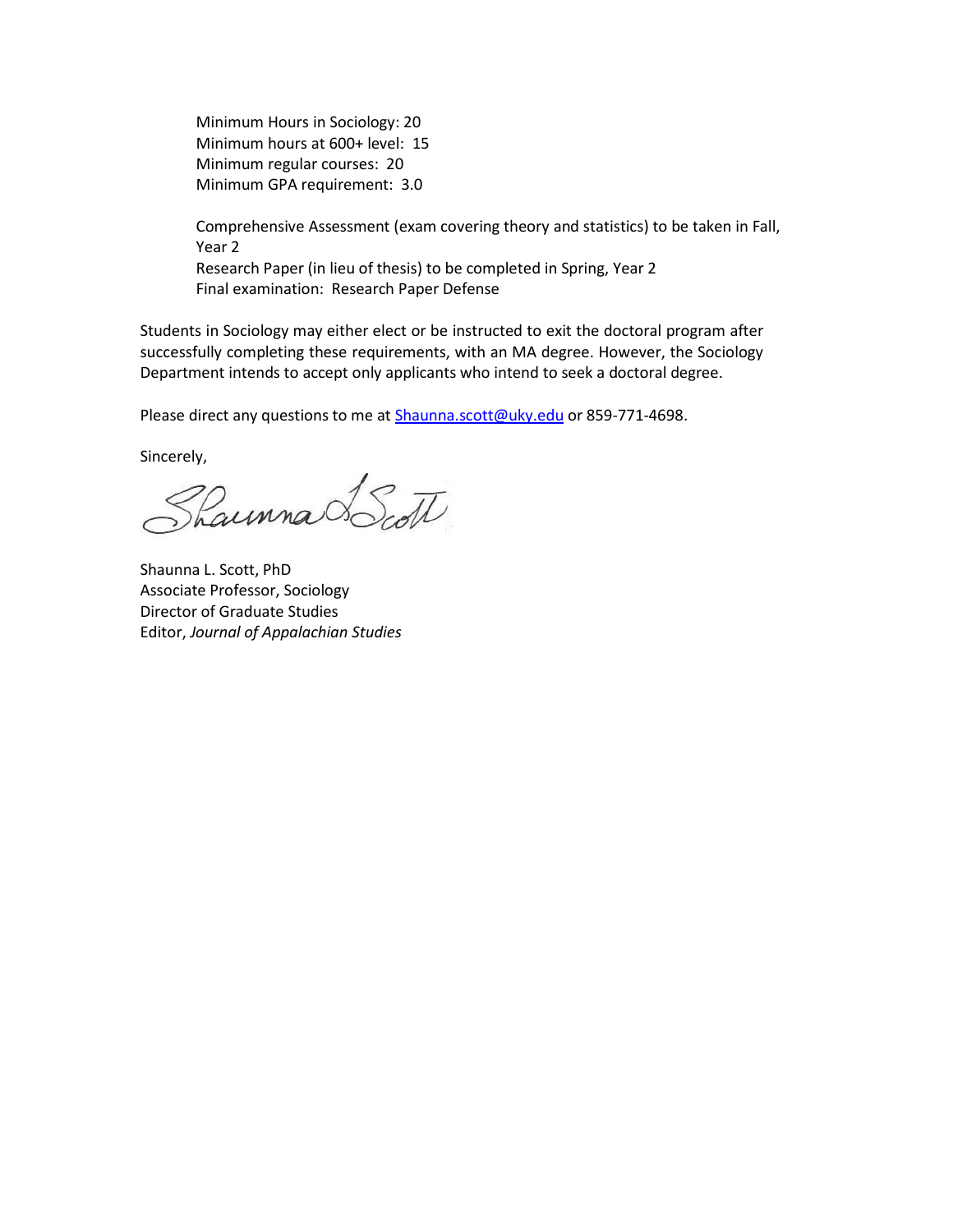Minimum Hours in Sociology: 20
Minimum hours at 600+ level: 15
Minimum regular courses: 20
Minimum GPA requirement: 3.0

Comprehensive Assessment (exam covering theory and statistics) to be taken in Fall, Year 2
Research Paper (in lieu of thesis) to be completed in Spring, Year 2
Final examination: Research Paper Defense

Students in Sociology may either elect or be instructed to exit the doctoral program after successfully completing these requirements, with an MA degree. However, the Sociology Department intends to accept only applicants who intend to seek a doctoral degree.

Please direct any questions to me at Shaunna.scott@uky.edu or 859-771-4698.

Sincerely,

Shaunna L. Scott, PhD
Associate Professor, Sociology
Director of Graduate Studies
Editor, *Journal of Appalachian Studies*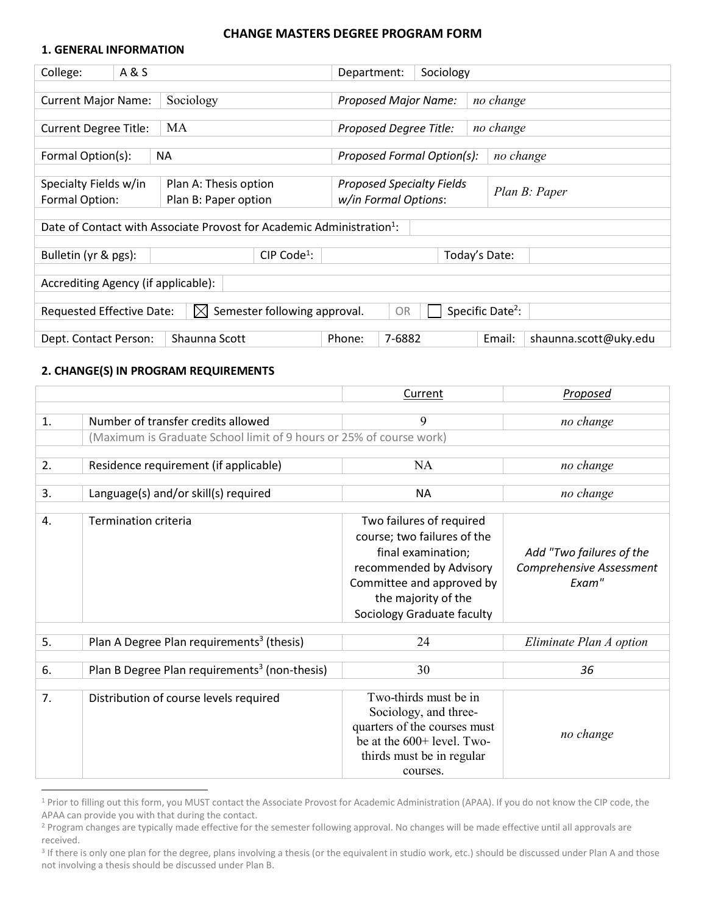# CHANGE MASTERS DEGREE PROGRAM FORM

## 1. GENERAL INFORMATION

| | | | |
|---|---|---|---|
| College: | A & S | Department: | Sociology |
| Current Major Name: | Sociology | *Proposed Major Name:* | *no change* |
| Current Degree Title: | MA | *Proposed Degree Title:* | *no change* |
| Formal Option(s): | NA | *Proposed Formal Option(s):* | *no change* |
| Specialty Fields w/in Formal Option: | Plan A: Thesis option<br>Plan B: Paper option | *Proposed Specialty Fields w/in Formal Options*: | *Plan B: Paper* |

| | |
|---|---|
| Date of Contact with Associate Provost for Academic Administration[1]: | |

| | | | | | |
|---|---|---|---|---|---|
| Bulletin (yr & pgs): | | CIP Code[1]: | | Today's Date: | |

| | |
|---|---|
| Accrediting Agency (if applicable): | |

| | | | | |
|---|---|---|---|---|
| Requested Effective Date: | ☒ Semester following approval. | OR | ☐ Specific Date[2]: | |

| | | | | | |
|---|---|---|---|---|---|
| Dept. Contact Person: | Shaunna Scott | Phone: | 7-6882 | Email: | shaunna.scott@uky.edu |

## 2. CHANGE(S) IN PROGRAM REQUIREMENTS

| | | Current | *Proposed* |
|---|---|---|---|
| 1. | Number of transfer credits allowed | 9 | *no change* |
| | (Maximum is Graduate School limit of 9 hours or 25% of course work) | | |
| 2. | Residence requirement (if applicable) | NA | *no change* |
| 3. | Language(s) and/or skill(s) required | NA | *no change* |
| 4. | Termination criteria | Two failures of required course; two failures of the final examination; recommended by Advisory Committee and approved by the majority of the Sociology Graduate faculty | *Add "Two failures of the Comprehensive Assessment Exam"* |
| 5. | Plan A Degree Plan requirements[3] (thesis) | 24 | *Eliminate Plan A option* |
| 6. | Plan B Degree Plan requirements[3] (non-thesis) | 30 | *36* |
| 7. | Distribution of course levels required | Two-thirds must be in Sociology, and three-quarters of the courses must be at the 600+ level. Two-thirds must be in regular courses. | *no change* |

[1] Prior to filling out this form, you MUST contact the Associate Provost for Academic Administration (APAA). If you do not know the CIP code, the APAA can provide you with that during the contact.

[2] Program changes are typically made effective for the semester following approval. No changes will be made effective until all approvals are received.

[3] If there is only one plan for the degree, plans involving a thesis (or the equivalent in studio work, etc.) should be discussed under Plan A and those not involving a thesis should be discussed under Plan B.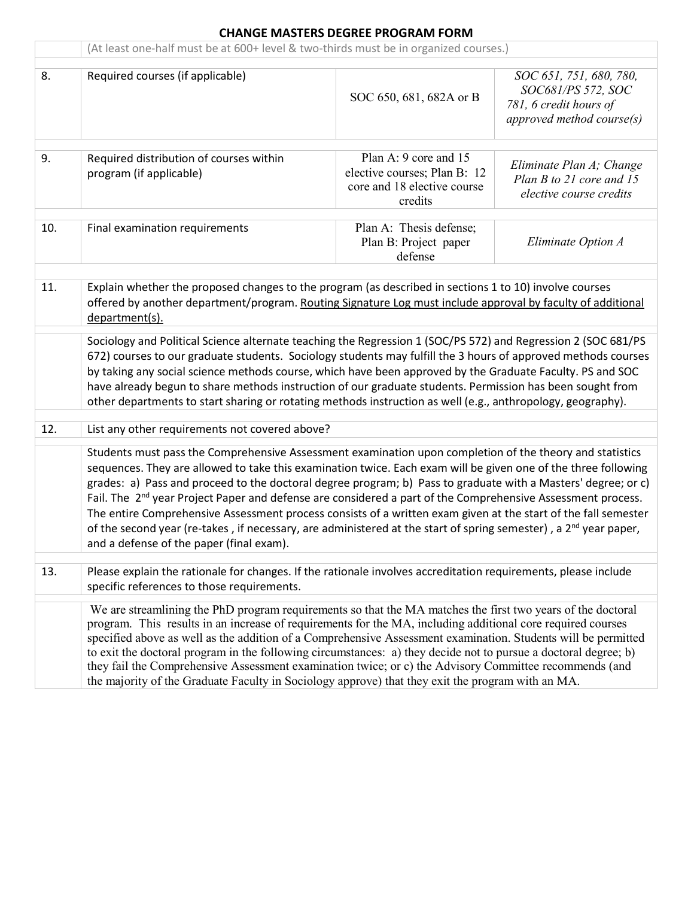# CHANGE MASTERS DEGREE PROGRAM FORM

| | | | |
|---|---|---|---|
| | (At least one-half must be at 600+ level & two-thirds must be in organized courses.) | | |
| 8. | Required courses (if applicable) | SOC 650, 681, 682A or B | *SOC 651, 751, 680, 780, SOC681/PS 572, SOC 781, 6 credit hours of approved method course(s)* |
| 9. | Required distribution of courses within program (if applicable) | Plan A: 9 core and 15 elective courses; Plan B: 12 core and 18 elective course credits | *Eliminate Plan A; Change Plan B to 21 core and 15 elective course credits* |
| 10. | Final examination requirements | Plan A: Thesis defense; Plan B: Project paper defense | *Eliminate Option A* |
| 11. | Explain whether the proposed changes to the program (as described in sections 1 to 10) involve courses offered by another department/program. <u>Routing Signature Log must include approval by faculty of additional department(s).</u> | | |
| | Sociology and Political Science alternate teaching the Regression 1 (SOC/PS 572) and Regression 2 (SOC 681/PS 672) courses to our graduate students. Sociology students may fulfill the 3 hours of approved methods courses by taking any social science methods course, which have been approved by the Graduate Faculty. PS and SOC have already begun to share methods instruction of our graduate students. Permission has been sought from other departments to start sharing or rotating methods instruction as well (e.g., anthropology, geography). | | |
| 12. | List any other requirements not covered above? | | |
| | Students must pass the Comprehensive Assessment examination upon completion of the theory and statistics sequences. They are allowed to take this examination twice. Each exam will be given one of the three following grades: a) Pass and proceed to the doctoral degree program; b) Pass to graduate with a Masters' degree; or c) Fail. The 2nd year Project Paper and defense are considered a part of the Comprehensive Assessment process. The entire Comprehensive Assessment process consists of a written exam given at the start of the fall semester of the second year (re-takes , if necessary, are administered at the start of spring semester) , a 2nd year paper, and a defense of the paper (final exam). | | |
| 13. | Please explain the rationale for changes. If the rationale involves accreditation requirements, please include specific references to those requirements. | | |
| | We are streamlining the PhD program requirements so that the MA matches the first two years of the doctoral program. This results in an increase of requirements for the MA, including additional core required courses specified above as well as the addition of a Comprehensive Assessment examination. Students will be permitted to exit the doctoral program in the following circumstances: a) they decide not to pursue a doctoral degree; b) they fail the Comprehensive Assessment examination twice; or c) the Advisory Committee recommends (and the majority of the Graduate Faculty in Sociology approve) that they exit the program with an MA. | | |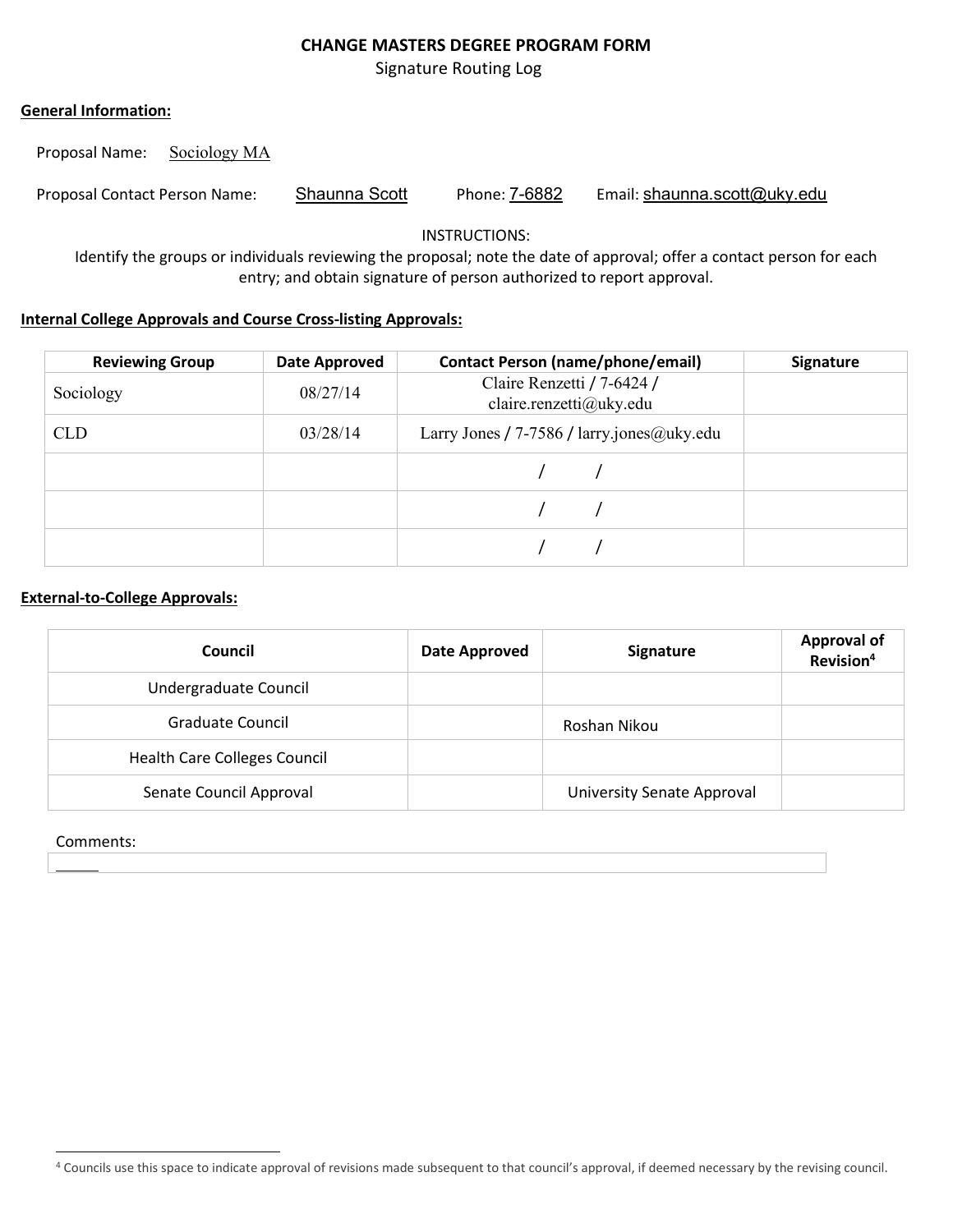# CHANGE MASTERS DEGREE PROGRAM FORM

Signature Routing Log

**General Information:**

Proposal Name: Sociology MA

Proposal Contact Person Name: Shaunna Scott Phone: 7-6882 Email: shaunna.scott@uky.edu

INSTRUCTIONS:
Identify the groups or individuals reviewing the proposal; note the date of approval; offer a contact person for each entry; and obtain signature of person authorized to report approval.

**Internal College Approvals and Course Cross-listing Approvals:**

| Reviewing Group | Date Approved | Contact Person (name/phone/email) | Signature |
|---|---|---|---|
| Sociology | 08/27/14 | Claire Renzetti / 7-6424 / claire.renzetti@uky.edu | |
| CLD | 03/28/14 | Larry Jones / 7-7586 / larry.jones@uky.edu | |
| | | / / | |
| | | / / | |
| | | / / | |

**External-to-College Approvals:**

| Council | Date Approved | Signature | Approval of Revision[4] |
|---|---|---|---|
| Undergraduate Council | | | |
| Graduate Council | | Roshan Nikou | |
| Health Care Colleges Council | | | |
| Senate Council Approval | | University Senate Approval | |

Comments:

[4] Councils use this space to indicate approval of revisions made subsequent to that council's approval, if deemed necessary by the revising council.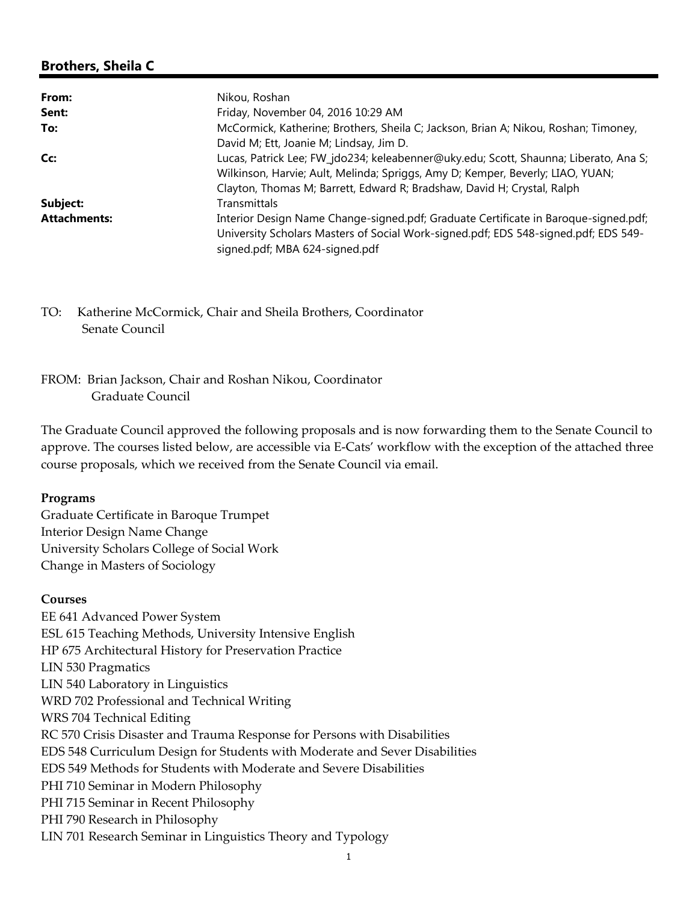## Brothers, Sheila C

| | |
|---|---|
| **From:** | Nikou, Roshan |
| **Sent:** | Friday, November 04, 2016 10:29 AM |
| **To:** | McCormick, Katherine; Brothers, Sheila C; Jackson, Brian A; Nikou, Roshan; Timoney, David M; Ett, Joanie M; Lindsay, Jim D. |
| **Cc:** | Lucas, Patrick Lee; FW_jdo234; keleabenner@uky.edu; Scott, Shaunna; Liberato, Ana S; Wilkinson, Harvie; Ault, Melinda; Spriggs, Amy D; Kemper, Beverly; LIAO, YUAN; Clayton, Thomas M; Barrett, Edward R; Bradshaw, David H; Crystal, Ralph |
| **Subject:** | Transmittals |
| **Attachments:** | Interior Design Name Change-signed.pdf; Graduate Certificate in Baroque-signed.pdf; University Scholars Masters of Social Work-signed.pdf; EDS 548-signed.pdf; EDS 549-signed.pdf; MBA 624-signed.pdf |

TO: Katherine McCormick, Chair and Sheila Brothers, Coordinator
Senate Council

FROM: Brian Jackson, Chair and Roshan Nikou, Coordinator
Graduate Council

The Graduate Council approved the following proposals and is now forwarding them to the Senate Council to approve. The courses listed below, are accessible via E-Cats' workflow with the exception of the attached three course proposals, which we received from the Senate Council via email.

**Programs**
Graduate Certificate in Baroque Trumpet
Interior Design Name Change
University Scholars College of Social Work
Change in Masters of Sociology

**Courses**
EE 641 Advanced Power System
ESL 615 Teaching Methods, University Intensive English
HP 675 Architectural History for Preservation Practice
LIN 530 Pragmatics
LIN 540 Laboratory in Linguistics
WRD 702 Professional and Technical Writing
WRS 704 Technical Editing
RC 570 Crisis Disaster and Trauma Response for Persons with Disabilities
EDS 548 Curriculum Design for Students with Moderate and Sever Disabilities
EDS 549 Methods for Students with Moderate and Severe Disabilities
PHI 710 Seminar in Modern Philosophy
PHI 715 Seminar in Recent Philosophy
PHI 790 Research in Philosophy
LIN 701 Research Seminar in Linguistics Theory and Typology